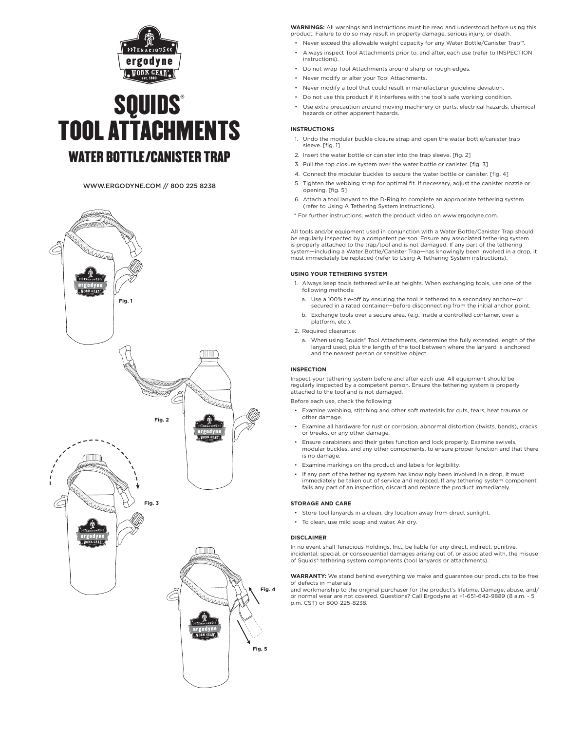# SQUIDS® TOOL ATTACHMENTS

## WATER BOTTLE/CANISTER TRAP

WWW.ERGODYNE.COM // 800 225 8238

Fig. 1

Fig. 2

Fig. 3

Fig. 4

Fig. 5

**WARNINGS:** All warnings and instructions must be read and understood before using this product. Failure to do so may result in property damage, serious injury, or death.

- Never exceed the allowable weight capacity for any Water Bottle/Canister Trap™.
- Always inspect Tool Attachments prior to, and after, each use (refer to INSPECTION instructions).
- Do not wrap Tool Attachments around sharp or rough edges.
- Never modify or alter your Tool Attachments.
- Never modify a tool that could result in manufacturer guideline deviation.
- Do not use this product if it interferes with the tool's safe working condition.
- Use extra precaution around moving machinery or parts, electrical hazards, chemical hazards or other apparent hazards.

### INSTRUCTIONS

1. Undo the modular buckle closure strap and open the water bottle/canister trap sleeve. [fig. 1]
2. Insert the water bottle or canister into the trap sleeve. [fig. 2]
3. Pull the top closure system over the water bottle or canister. [fig. 3]
4. Connect the modular buckles to secure the water bottle or canister. [fig. 4]
5. Tighten the webbing strap for optimal fit. If necessary, adjust the canister nozzle or opening. [fig. 5]
6. Attach a tool lanyard to the D-Ring to complete an appropriate tethering system (refer to Using A Tethering System instructions).

* For further instructions, watch the product video on www.ergodyne.com.

All tools and/or equipment used in conjunction with a Water Bottle/Canister Trap should be regularly inspected by a competent person. Ensure any associated tethering system is properly attached to the trap/tool and is not damaged. If any part of the tethering system—including a Water Bottle/Canister Trap—has knowingly been involved in a drop, it must immediately be replaced (refer to Using A Tethering System instructions).

### USING YOUR TETHERING SYSTEM

1. Always keep tools tethered while at heights. When exchanging tools, use one of the following methods:
   a. Use a 100% tie-off by ensuring the tool is tethered to a secondary anchor—or secured in a rated container—before disconnecting from the initial anchor point.
   b. Exchange tools over a secure area. (e.g. Inside a controlled container, over a platform, etc.).
2. Required clearance:
   a. When using Squids® Tool Attachments, determine the fully extended length of the lanyard used, plus the length of the tool between where the lanyard is anchored and the nearest person or sensitive object.

### INSPECTION

Inspect your tethering system before and after each use. All equipment should be regularly inspected by a competent person. Ensure the tethering system is properly attached to the tool and is not damaged.

Before each use, check the following:

- Examine webbing, stitching and other soft materials for cuts, tears, heat trauma or other damage.
- Examine all hardware for rust or corrosion, abnormal distortion (twists, bends), cracks or breaks, or any other damage.
- Ensure carabiners and their gates function and lock properly. Examine swivels, modular buckles, and any other components, to ensure proper function and that there is no damage.
- Examine markings on the product and labels for legibility.
- If any part of the tethering system has knowingly been involved in a drop, it must immediately be taken out of service and replaced. If any tethering system component fails any part of an inspection, discard and replace the product immediately.

### STORAGE AND CARE

- Store tool lanyards in a clean, dry location away from direct sunlight.
- To clean, use mild soap and water. Air dry.

### DISCLAIMER

In no event shall Tenacious Holdings, Inc., be liable for any direct, indirect, punitive, incidental, special, or consequential damages arising out of, or associated with, the misuse of Squids® tethering system components (tool lanyards or attachments).

**WARRANTY:** We stand behind everything we make and guarantee our products to be free of defects in materials
and workmanship to the original purchaser for the product's lifetime. Damage, abuse, and/or normal wear are not covered. Questions? Call Ergodyne at +1-651-642-9889 (8 a.m. - 5 p.m. CST) or 800-225-8238.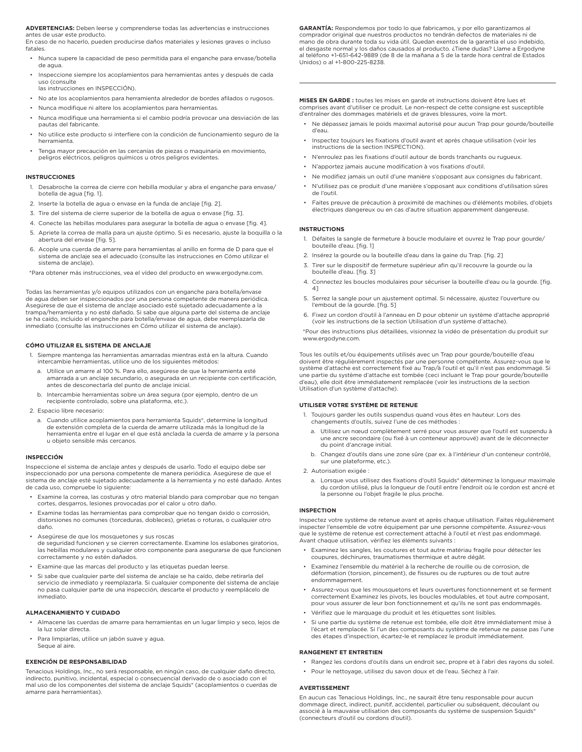**ADVERTENCIAS:** Deben leerse y comprenderse todas las advertencias e instrucciones antes de usar este producto.
En caso de no hacerlo, pueden producirse daños materiales y lesiones graves o incluso fatales.

- Nunca supere la capacidad de peso permitida para el enganche para envase/botella de agua.
- Inspeccione siempre los acoplamientos para herramientas antes y después de cada uso (consulte
  las instrucciones en INSPECCIÓN).
- No ate los acoplamientos para herramienta alrededor de bordes afilados o rugosos.
- Nunca modifique ni altere los acoplamientos para herramientas.
- Nunca modifique una herramienta si el cambio podría provocar una desviación de las pautas del fabricante.
- No utilice este producto si interfiere con la condición de funcionamiento seguro de la herramienta.
- Tenga mayor precaución en las cercanías de piezas o maquinaria en movimiento, peligros eléctricos, peligros químicos u otros peligros evidentes.

**INSTRUCCIONES**

1. Desabroche la correa de cierre con hebilla modular y abra el enganche para envase/botella de agua [fig. 1].
2. Inserte la botella de agua o envase en la funda de anclaje [fig. 2].
3. Tire del sistema de cierre superior de la botella de agua o envase [fig. 3].
4. Conecte las hebillas modulares para asegurar la botella de agua o envase [fig. 4].
5. Apriete la correa de malla para un ajuste óptimo. Si es necesario, ajuste la boquilla o la abertura del envase [fig. 5].
6. Acople una cuerda de amarre para herramientas al anillo en forma de D para que el sistema de anclaje sea el adecuado (consulte las instrucciones en Cómo utilizar el sistema de anclaje).

*Para obtener más instrucciones, vea el vídeo del producto en www.ergodyne.com.

Todas las herramientas y/o equipos utilizados con un enganche para botella/envase de agua deben ser inspeccionados por una persona competente de manera periódica. Asegúrese de que el sistema de anclaje asociado esté sujetado adecuadamente a la trampa/herramienta y no esté dañado. Si sabe que alguna parte del sistema de anclaje se ha caído, incluido el enganche para botella/envase de agua, debe reemplazarla de inmediato (consulte las instrucciones en Cómo utilizar el sistema de anclaje).

**CÓMO UTILIZAR EL SISTEMA DE ANCLAJE**

1. Siempre mantenga las herramientas amarradas mientras está en la altura. Cuando intercambie herramientas, utilice uno de los siguientes métodos:
   a. Utilice un amarre al 100 %. Para ello, asegúrese de que la herramienta esté amarrada a un anclaje secundario, o asegurada en un recipiente con certificación, antes de desconectarla del punto de anclaje inicial.
   b. Intercambie herramientas sobre un área segura (por ejemplo, dentro de un recipiente controlado, sobre una plataforma, etc.).
2. Espacio libre necesario:
   a. Cuando utilice acoplamientos para herramienta Squids®, determine la longitud de extensión completa de la cuerda de amarre utilizada más la longitud de la herramienta entre el lugar en el que está anclada la cuerda de amarre y la persona u objeto sensible más cercanos.

**INSPECCIÓN**

Inspeccione el sistema de anclaje antes y después de usarlo. Todo el equipo debe ser inspeccionado por una persona competente de manera periódica. Asegúrese de que el sistema de anclaje esté sujetado adecuadamente a la herramienta y no esté dañado. Antes de cada uso, compruebe lo siguiente:

- Examine la correa, las costuras y otro material blando para comprobar que no tengan cortes, desgarros, lesiones provocadas por el calor u otro daño.
- Examine todas las herramientas para comprobar que no tengan óxido o corrosión, distorsiones no comunes (torceduras, dobleces), grietas o roturas, o cualquier otro daño.
- Asegúrese de que los mosquetones y sus roscas
  de seguridad funcionen y se cierren correctamente. Examine los eslabones giratorios, las hebillas modulares y cualquier otro componente para asegurarse de que funcionen correctamente y no estén dañados.
- Examine que las marcas del producto y las etiquetas puedan leerse.
- Si sabe que cualquier parte del sistema de anclaje se ha caído, debe retirarla del servicio de inmediato y reemplazarla. Si cualquier componente del sistema de anclaje no pasa cualquier parte de una inspección, descarte el producto y reemplácelo de inmediato.

**ALMACENAMIENTO Y CUIDADO**

- Almacene las cuerdas de amarre para herramientas en un lugar limpio y seco, lejos de la luz solar directa.
- Para limpiarlas, utilice un jabón suave y agua.
  Seque al aire.

**EXENCIÓN DE RESPONSABILIDAD**

Tenacious Holdings, Inc., no será responsable, en ningún caso, de cualquier daño directo, indirecto, punitivo, incidental, especial o consecuencial derivado de o asociado con el mal uso de los componentes del sistema de anclaje Squids® (acoplamientos o cuerdas de amarre para herramientas).

**GARANTÍA:** Respondemos por todo lo que fabricamos, y por ello garantizamos al comprador original que nuestros productos no tendrán defectos de materiales ni de mano de obra durante toda su vida útil. Quedan exentos de la garantía el uso indebido, el desgaste normal y los daños causados al producto. ¿Tiene dudas? Llame a Ergodyne al teléfono +1-651-642-9889 (de 8 de la mañana a 5 de la tarde hora central de Estados Unidos) o al +1-800-225-8238.

---

**MISES EN GARDE :** toutes les mises en garde et instructions doivent être lues et comprises avant d'utiliser ce produit. Le non-respect de cette consigne est susceptible d'entraîner des dommages matériels et de graves blessures, voire la mort.

- Ne dépassez jamais le poids maximal autorisé pour aucun Trap pour gourde/bouteille d'eau.
- Inspectez toujours les fixations d'outil avant et après chaque utilisation (voir les instructions de la section INSPECTION).
- N'enroulez pas les fixations d'outil autour de bords tranchants ou rugueux.
- N'apportez jamais aucune modification à vos fixations d'outil.
- Ne modifiez jamais un outil d'une manière s'opposant aux consignes du fabricant.
- N'utilisez pas ce produit d'une manière s'opposant aux conditions d'utilisation sûres de l'outil.
- Faites preuve de précaution à proximité de machines ou d'éléments mobiles, d'objets électriques dangereux ou en cas d'autre situation apparemment dangereuse.

**INSTRUCTIONS**

1. Défaites la sangle de fermeture à boucle modulaire et ouvrez le Trap pour gourde/bouteille d'eau. [fig. 1]
2. Insérez la gourde ou la bouteille d'eau dans la gaine du Trap. [fig. 2]
3. Tirer sur le dispositif de fermeture supérieur afin qu'il recouvre la gourde ou la bouteille d'eau. [fig. 3]
4. Connectez les boucles modulaires pour sécuriser la bouteille d'eau ou la gourde. [fig. 4]
5. Serrez la sangle pour un ajustement optimal. Si nécessaire, ajustez l'ouverture ou l'embout de la gourde. [fig. 5]
6. Fixez un cordon d'outil à l'anneau en D pour obtenir un système d'attache approprié (voir les instructions de la section Utilisation d'un système d'attache).

*Pour des instructions plus détaillées, visionnez la vidéo de présentation du produit sur www.ergodyne.com.

Tous les outils et/ou équipements utilisés avec un Trap pour gourde/bouteille d'eau doivent être régulièrement inspectés par une personne compétente. Assurez-vous que le système d'attache est correctement fixé au Trap/à l'outil et qu'il n'est pas endommagé. Si une partie du système d'attache est tombée (ceci incluant le Trap pour gourde/bouteille d'eau), elle doit être immédiatement remplacée (voir les instructions de la section Utilisation d'un système d'attache).

**UTILISER VOTRE SYSTÈME DE RETENUE**

1. Toujours garder les outils suspendus quand vous êtes en hauteur. Lors des changements d'outils, suivez l'une de ces méthodes :
   a. Utilisez un nœud complètement serré pour vous assurer que l'outil est suspendu à une ancre secondaire (ou fixé à un conteneur approuvé) avant de le déconnecter du point d'ancrage initial.
   b. Changez d'outils dans une zone sûre (par ex. à l'intérieur d'un conteneur contrôlé, sur une plateforme, etc.).
2. Autorisation exigée :
   a. Lorsque vous utilisez des fixations d'outil Squids® déterminez la longueur maximale du cordon utilisé, plus la longueur de l'outil entre l'endroit où le cordon est ancré et la personne ou l'objet fragile le plus proche.

**INSPECTION**

Inspectez votre système de retenue avant et après chaque utilisation. Faites régulièrement inspecter l'ensemble de votre équipement par une personne compétente. Assurez-vous que le système de retenue est correctement attaché à l'outil et n'est pas endommagé. Avant chaque utilisation, vérifiez les éléments suivants :

- Examinez les sangles, les coutures et tout autre matériau fragile pour détecter les coupures, déchirures, traumatismes thermique et autre dégât.
- Examinez l'ensemble du matériel à la recherche de rouille ou de corrosion, de déformation (torsion, pincement), de fissures ou de ruptures ou de tout autre endommagement.
- Assurez-vous que les mousquetons et leurs ouvertures fonctionnement et se ferment correctement Examinez les pivots, les boucles modulables, et tout autre composant, pour vous assurer de leur bon fonctionnement et qu'ils ne sont pas endommagés.
- Vérifiez que le marquage du produit et les étiquettes sont lisibles.
- Si une partie du système de retenue est tombée, elle doit être immédiatement mise à l'écart et remplacée. Si l'un des composants du système de retenue ne passe pas l'une des étapes d'inspection, écartez-le et remplacez le produit immédiatement.

**RANGEMENT ET ENTRETIEN**

- Rangez les cordons d'outils dans un endroit sec, propre et à l'abri des rayons du soleil.
- Pour le nettoyage, utilisez du savon doux et de l'eau. Séchez à l'air.

**AVERTISSEMENT**

En aucun cas Tenacious Holdings, Inc., ne saurait être tenu responsable pour aucun dommage direct, indirect, punitif, accidentel, particulier ou subséquent, découlant ou associé à la mauvaise utilisation des composants du système de suspension Squids® (connecteurs d'outil ou cordons d'outil).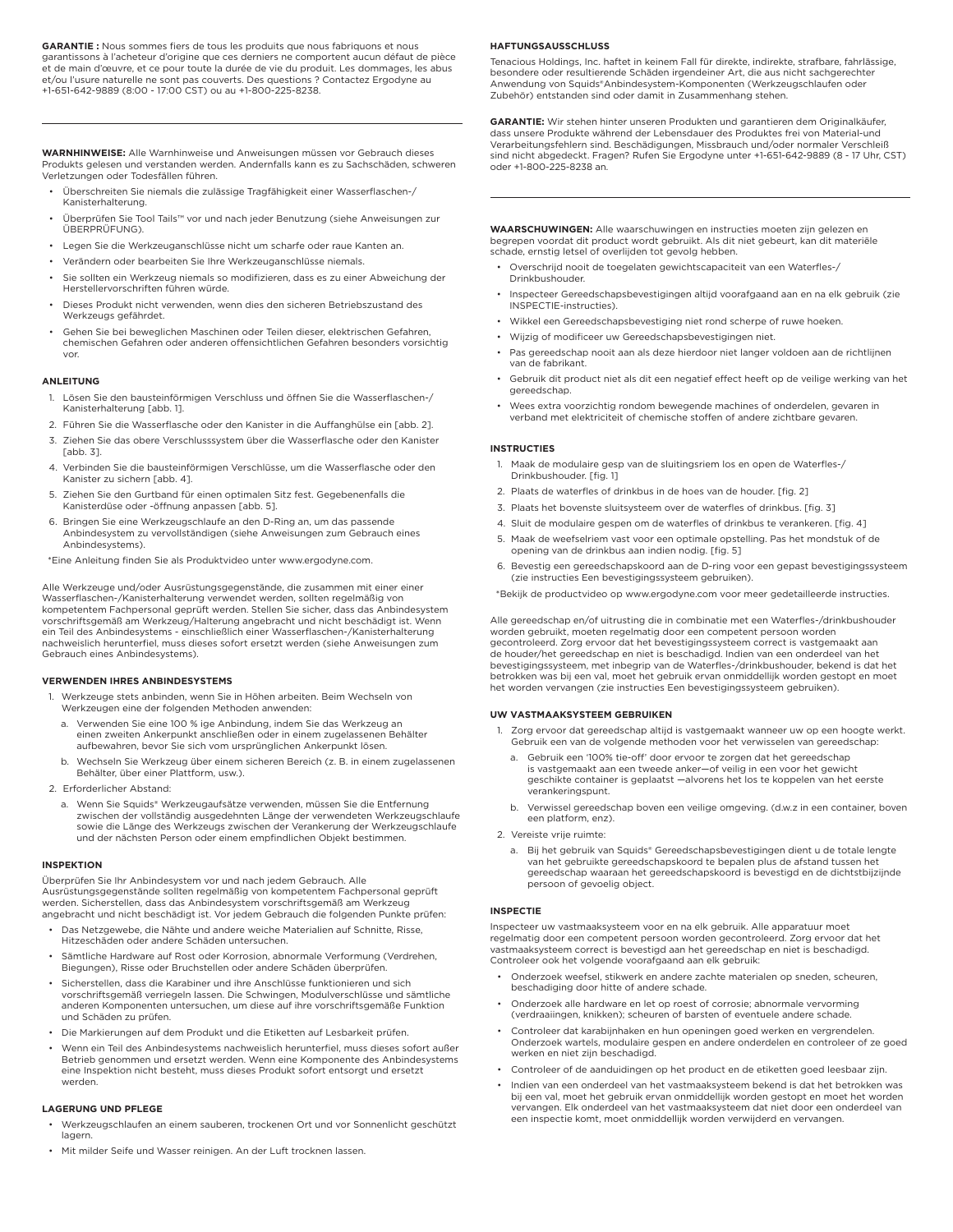**GARANTIE :** Nous sommes fiers de tous les produits que nous fabriquons et nous garantissons à l'acheteur d'origine que ces derniers ne comportent aucun défaut de pièce et de main d'œuvre, et ce pour toute la durée de vie du produit. Les dommages, les abus et/ou l'usure naturelle ne sont pas couverts. Des questions ? Contactez Ergodyne au +1-651-642-9889 (8:00 - 17:00 CST) ou au +1-800-225-8238.

---

**WARNHINWEISE:** Alle Warnhinweise und Anweisungen müssen vor Gebrauch dieses Produkts gelesen und verstanden werden. Andernfalls kann es zu Sachschäden, schweren Verletzungen oder Todesfällen führen.

- Überschreiten Sie niemals die zulässige Tragfähigkeit einer Wasserflaschen-/Kanisterhalterung.
- Überprüfen Sie Tool Tails™ vor und nach jeder Benutzung (siehe Anweisungen zur ÜBERPRÜFUNG).
- Legen Sie die Werkzeuganschlüsse nicht um scharfe oder raue Kanten an.
- Verändern oder bearbeiten Sie Ihre Werkzeuganschlüsse niemals.
- Sie sollten ein Werkzeug niemals so modifizieren, dass es zu einer Abweichung der Herstellervorschriften führen würde.
- Dieses Produkt nicht verwenden, wenn dies den sicheren Betriebszustand des Werkzeugs gefährdet.
- Gehen Sie bei beweglichen Maschinen oder Teilen dieser, elektrischen Gefahren, chemischen Gefahren oder anderen offensichtlichen Gefahren besonders vorsichtig vor.

**ANLEITUNG**

1. Lösen Sie den bausteinförmigen Verschluss und öffnen Sie die Wasserflaschen-/Kanisterhalterung [abb. 1].
2. Führen Sie die Wasserflasche oder den Kanister in die Auffanghülse ein [abb. 2].
3. Ziehen Sie das obere Verschlusssystem über die Wasserflasche oder den Kanister [abb. 3].
4. Verbinden Sie die bausteinförmigen Verschlüsse, um die Wasserflasche oder den Kanister zu sichern [abb. 4].
5. Ziehen Sie den Gurtband für einen optimalen Sitz fest. Gegebenenfalls die Kanisterdüse oder -öffnung anpassen [abb. 5].
6. Bringen Sie eine Werkzeugschlaufe an den D-Ring an, um das passende Anbindesystem zu vervollständigen (siehe Anweisungen zum Gebrauch eines Anbindesystems).

*Eine Anleitung finden Sie als Produktvideo unter www.ergodyne.com.

Alle Werkzeuge und/oder Ausrüstungsgegenstände, die zusammen mit einer einer Wasserflaschen-/Kanisterhalterung verwendet werden, sollten regelmäßig von kompetentem Fachpersonal geprüft werden. Stellen Sie sicher, dass das Anbindesystem vorschriftsgemäß am Werkzeug/Halterung angebracht und nicht beschädigt ist. Wenn ein Teil des Anbindesystems - einschließlich einer Wasserflaschen-/Kanisterhalterung nachweislich herunterfiel, muss dieses sofort ersetzt werden (siehe Anweisungen zum Gebrauch eines Anbindesystems).

**VERWENDEN IHRES ANBINDESYSTEMS**

1. Werkzeuge stets anbinden, wenn Sie in Höhen arbeiten. Beim Wechseln von Werkzeugen eine der folgenden Methoden anwenden:
   a. Verwenden Sie eine 100 % ige Anbindung, indem Sie das Werkzeug an einen zweiten Ankerpunkt anschließen oder in einem zugelassenen Behälter aufbewahren, bevor Sie sich vom ursprünglichen Ankerpunkt lösen.
   b. Wechseln Sie Werkzeug über einem sicheren Bereich (z. B. in einem zugelassenen Behälter, über einer Plattform, usw.).
2. Erforderlicher Abstand:
   a. Wenn Sie Squids® Werkzeugaufsätze verwenden, müssen Sie die Entfernung zwischen der vollständig ausgedehnten Länge der verwendeten Werkzeugschlaufe sowie die Länge des Werkzeugs zwischen der Verankerung der Werkzeugschlaufe und der nächsten Person oder einem empfindlichen Objekt bestimmen.

**INSPEKTION**

Überprüfen Sie Ihr Anbindesystem vor und nach jedem Gebrauch. Alle Ausrüstungsgegenstände sollten regelmäßig von kompetentem Fachpersonal geprüft werden. Sicherstellen, dass das Anbindesystem vorschriftsgemäß am Werkzeug angebracht und nicht beschädigt ist. Vor jedem Gebrauch die folgenden Punkte prüfen:

- Das Netzgewebe, die Nähte und andere weiche Materialien auf Schnitte, Risse, Hitzeschäden oder andere Schäden untersuchen.
- Sämtliche Hardware auf Rost oder Korrosion, abnormale Verformung (Verdrehen, Biegungen), Risse oder Bruchstellen oder andere Schäden überprüfen.
- Sicherstellen, dass die Karabiner und ihre Anschlüsse funktionieren und sich vorschriftsgemäß verriegeln lassen. Die Schwingen, Modulverschlüsse und sämtliche anderen Komponenten untersuchen, um diese auf ihre vorschriftsgemäße Funktion und Schäden zu prüfen.
- Die Markierungen auf dem Produkt und die Etiketten auf Lesbarkeit prüfen.
- Wenn ein Teil des Anbindesystems nachweislich herunterfiel, muss dieses sofort außer Betrieb genommen und ersetzt werden. Wenn eine Komponente des Anbindesystems eine Inspektion nicht besteht, muss dieses Produkt sofort entsorgt und ersetzt werden.

**LAGERUNG UND PFLEGE**

- Werkzeugschlaufen an einem sauberen, trockenen Ort und vor Sonnenlicht geschützt lagern.
- Mit milder Seife und Wasser reinigen. An der Luft trocknen lassen.

**HAFTUNGSAUSSCHLUSS**

Tenacious Holdings, Inc. haftet in keinem Fall für direkte, indirekte, strafbare, fahrlässige, besondere oder resultierende Schäden irgendeiner Art, die aus nicht sachgerechter Anwendung von Squids®Anbindesystem-Komponenten (Werkzeugschlaufen oder Zubehör) entstanden sind oder damit in Zusammenhang stehen.

**GARANTIE:** Wir stehen hinter unseren Produkten und garantieren dem Originalkäufer, dass unsere Produkte während der Lebensdauer des Produktes frei von Material-und Verarbeitungsfehlern sind. Beschädigungen, Missbrauch und/oder normaler Verschleiß sind nicht abgedeckt. Fragen? Rufen Sie Ergodyne unter +1-651-642-9889 (8 - 17 Uhr, CST) oder +1-800-225-8238 an.

---

**WAARSCHUWINGEN:** Alle waarschuwingen en instructies moeten zijn gelezen en begrepen voordat dit product wordt gebruikt. Als dit niet gebeurt, kan dit materiële schade, ernstig letsel of overlijden tot gevolg hebben.

- Overschrijd nooit de toegelaten gewichtscapaciteit van een Waterfles-/Drinkbushouder.
- Inspecteer Gereedschapsbevestigingen altijd voorafgaand aan en na elk gebruik (zie INSPECTIE-instructies).
- Wikkel een Gereedschapsbevestiging niet rond scherpe of ruwe hoeken.
- Wijzig of modificeer uw Gereedschapsbevestigingen niet.
- Pas gereedschap nooit aan als deze hierdoor niet langer voldoen aan de richtlijnen van de fabrikant.
- Gebruik dit product niet als dit een negatief effect heeft op de veilige werking van het gereedschap.
- Wees extra voorzichtig rondom bewegende machines of onderdelen, gevaren in verband met elektriciteit of chemische stoffen of andere zichtbare gevaren.

**INSTRUCTIES**

1. Maak de modulaire gesp van de sluitingsriem los en open de Waterfles-/Drinkbushouder. [fig. 1]
2. Plaats de waterfles of drinkbus in de hoes van de houder. [fig. 2]
3. Plaats het bovenste sluitsysteem over de waterfles of drinkbus. [fig. 3]
4. Sluit de modulaire gespen om de waterfles of drinkbus te verankeren. [fig. 4]
5. Maak de weefselriem vast voor een optimale opstelling. Pas het mondstuk of de opening van de drinkbus aan indien nodig. [fig. 5]
6. Bevestig een gereedschapskoord aan de D-ring voor een gepast bevestigingssysteem (zie instructies Een bevestigingssysteem gebruiken).

*Bekijk de productvideo op www.ergodyne.com voor meer gedetailleerde instructies.

Alle gereedschap en/of uitrusting die in combinatie met een Waterfles-/drinkbushouder worden gebruikt, moeten regelmatig door een competent persoon worden gecontroleerd. Zorg ervoor dat het bevestigingssysteem correct is vastgemaakt aan de houder/het gereedschap en niet is beschadigd. Indien van een onderdeel van het bevestigingssysteem, met inbegrip van de Waterfles-/drinkbushouder, bekend is dat het betrokken was bij een val, moet het gebruik ervan onmiddellijk worden gestopt en moet het worden vervangen (zie instructies Een bevestigingssysteem gebruiken).

**UW VASTMAAKSYSTEEM GEBRUIKEN**

1. Zorg ervoor dat gereedschap altijd is vastgemaakt wanneer uw op een hoogte werkt. Gebruik een van de volgende methoden voor het verwisselen van gereedschap:
   a. Gebruik een '100% tie-off' door ervoor te zorgen dat het gereedschap is vastgemaakt aan een tweede anker—of veilig in een voor het gewicht geschikte container is geplaatst —alvorens het los te koppelen van het eerste verankeringspunt.
   b. Verwissel gereedschap boven een veilige omgeving. (d.w.z in een container, boven een platform, enz).
2. Vereiste vrije ruimte:
   a. Bij het gebruik van Squids® Gereedschapsbevestigingen dient u de totale lengte van het gebruikte gereedschapskoord te bepalen plus de afstand tussen het gereedschap waaraan het gereedschapskoord is bevestigd en de dichtstbijzijnde persoon of gevoelig object.

**INSPECTIE**

Inspecteer uw vastmaaksysteem voor en na elk gebruik. Alle apparatuur moet regelmatig door een competent persoon worden gecontroleerd. Zorg ervoor dat het vastmaaksysteem correct is bevestigd aan het gereedschap en niet is beschadigd. Controleer ook het volgende voorafgaand aan elk gebruik:

- Onderzoek weefsel, stikwerk en andere zachte materialen op sneden, scheuren, beschadiging door hitte of andere schade.
- Onderzoek alle hardware en let op roest of corrosie; abnormale vervorming (verdraaiingen, knikken); scheuren of barsten of eventuele andere schade.
- Controleer dat karabijnhaken en hun openingen goed werken en vergrendelen. Onderzoek wartels, modulaire gespen en andere onderdelen en controleer of ze goed werken en niet zijn beschadigd.
- Controleer of de aanduidingen op het product en de etiketten goed leesbaar zijn.
- Indien van een onderdeel van het vastmaaksysteem bekend is dat het betrokken was bij een val, moet het gebruik ervan onmiddellijk worden gestopt en moet het worden vervangen. Elk onderdeel van het vastmaaksysteem dat niet door een onderdeel van een inspectie komt, moet onmiddellijk worden verwijderd en vervangen.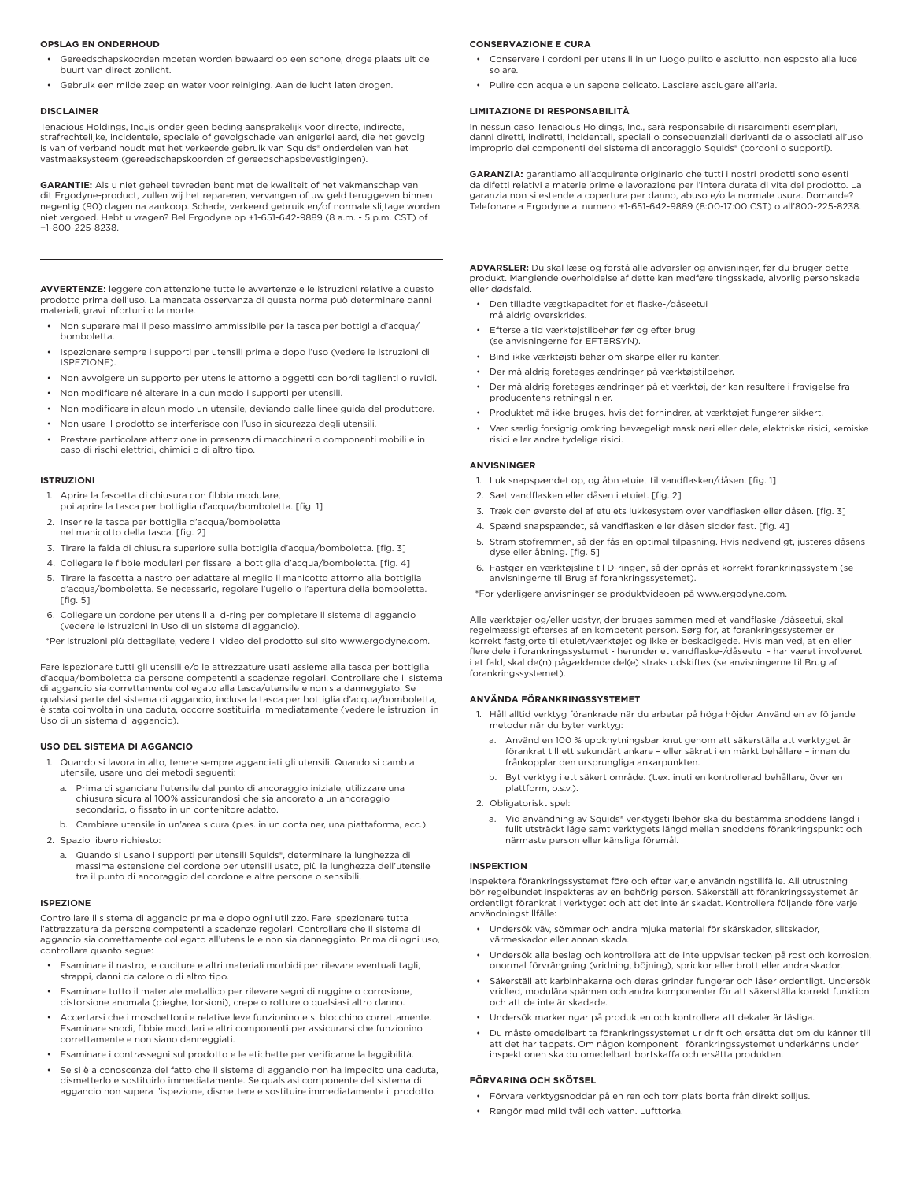**OPSLAG EN ONDERHOUD**

- Gereedschapskoorden moeten worden bewaard op een schone, droge plaats uit de buurt van direct zonlicht.
- Gebruik een milde zeep en water voor reiniging. Aan de lucht laten drogen.

**DISCLAIMER**

Tenacious Holdings, Inc.,is onder geen beding aansprakelijk voor directe, indirecte, strafrechtelijke, incidentele, speciale of gevolgschade van enigerlei aard, die het gevolg is van of verband houdt met het verkeerde gebruik van Squids® onderdelen van het vastmaaksysteem (gereedschapskoorden of gereedschapsbevestigingen).

**GARANTIE:** Als u niet geheel tevreden bent met de kwaliteit of het vakmanschap van dit Ergodyne-product, zullen wij het repareren, vervangen of uw geld teruggeven binnen negentig (90) dagen na aankoop. Schade, verkeerd gebruik en/of normale slijtage worden niet vergoed. Hebt u vragen? Bel Ergodyne op +1-651-642-9889 (8 a.m. - 5 p.m. CST) of +1-800-225-8238.

---

**AVVERTENZE:** leggere con attenzione tutte le avvertenze e le istruzioni relative a questo prodotto prima dell'uso. La mancata osservanza di questa norma può determinare danni materiali, gravi infortuni o la morte.

- Non superare mai il peso massimo ammissibile per la tasca per bottiglia d'acqua/bomboletta.
- Ispezionare sempre i supporti per utensili prima e dopo l'uso (vedere le istruzioni di ISPEZIONE).
- Non avvolgere un supporto per utensile attorno a oggetti con bordi taglienti o ruvidi.
- Non modificare né alterare in alcun modo i supporti per utensili.
- Non modificare in alcun modo un utensile, deviando dalle linee guida del produttore.
- Non usare il prodotto se interferisce con l'uso in sicurezza degli utensili.
- Prestare particolare attenzione in presenza di macchinari o componenti mobili e in caso di rischi elettrici, chimici o di altro tipo.

**ISTRUZIONI**

1. Aprire la fascetta di chiusura con fibbia modulare, poi aprire la tasca per bottiglia d'acqua/bomboletta. [fig. 1]
2. Inserire la tasca per bottiglia d'acqua/bomboletta nel manicotto della tasca. [fig. 2]
3. Tirare la falda di chiusura superiore sulla bottiglia d'acqua/bomboletta. [fig. 3]
4. Collegare le fibbie modulari per fissare la bottiglia d'acqua/bomboletta. [fig. 4]
5. Tirare la fascetta a nastro per adattare al meglio il manicotto attorno alla bottiglia d'acqua/bomboletta. Se necessario, regolare l'ugello o l'apertura della bomboletta. [fig. 5]
6. Collegare un cordone per utensili al d-ring per completare il sistema di aggancio (vedere le istruzioni in Uso di un sistema di aggancio).

*Per istruzioni più dettagliate, vedere il video del prodotto sul sito www.ergodyne.com.

Fare ispezionare tutti gli utensili e/o le attrezzature usati assieme alla tasca per bottiglia d'acqua/bomboletta da persone competenti a scadenze regolari. Controllare che il sistema di aggancio sia correttamente collegato alla tasca/utensile e non sia danneggiato. Se qualsiasi parte del sistema di aggancio, inclusa la tasca per bottiglia d'acqua/bomboletta, è stata coinvolta in una caduta, occorre sostituirla immediatamente (vedere le istruzioni in Uso di un sistema di aggancio).

**USO DEL SISTEMA DI AGGANCIO**

1. Quando si lavora in alto, tenere sempre agganciati gli utensili. Quando si cambia utensile, usare uno dei metodi seguenti:
   a. Prima di sganciare l'utensile dal punto di ancoraggio iniziale, utilizzare una chiusura sicura al 100% assicurandosi che sia ancorato a un ancoraggio secondario, o fissato in un contenitore adatto.
   b. Cambiare utensile in un'area sicura (p.es. in un container, una piattaforma, ecc.).
2. Spazio libero richiesto:
   a. Quando si usano i supporti per utensili Squids®, determinare la lunghezza di massima estensione del cordone per utensili usato, più la lunghezza dell'utensile tra il punto di ancoraggio del cordone e altre persone o sensibili.

**ISPEZIONE**

Controllare il sistema di aggancio prima e dopo ogni utilizzo. Fare ispezionare tutta l'attrezzatura da persone competenti a scadenze regolari. Controllare che il sistema di aggancio sia correttamente collegato all'utensile e non sia danneggiato. Prima di ogni uso, controllare quanto segue:

- Esaminare il nastro, le cuciture e altri materiali morbidi per rilevare eventuali tagli, strappi, danni da calore o di altro tipo.
- Esaminare tutto il materiale metallico per rilevare segni di ruggine o corrosione, distorsione anomala (pieghe, torsioni), crepe o rotture o qualsiasi altro danno.
- Accertarsi che i moschettoni e relative leve funzionino e si blocchino correttamente. Esaminare snodi, fibbie modulari e altri componenti per assicurarsi che funzionino correttamente e non siano danneggiati.
- Esaminare i contrassegni sul prodotto e le etichette per verificarne la leggibilità.
- Se si è a conoscenza del fatto che il sistema di aggancio non ha impedito una caduta, dismetterlo e sostituirlo immediatamente. Se qualsiasi componente del sistema di aggancio non supera l'ispezione, dismettere e sostituire immediatamente il prodotto.

**CONSERVAZIONE E CURA**

- Conservare i cordoni per utensili in un luogo pulito e asciutto, non esposto alla luce solare.
- Pulire con acqua e un sapone delicato. Lasciare asciugare all'aria.

**LIMITAZIONE DI RESPONSABILITÀ**

In nessun caso Tenacious Holdings, Inc., sarà responsabile di risarcimenti esemplari, danni diretti, indiretti, incidentali, speciali o consequenziali derivanti da o associati all'uso improprio dei componenti del sistema di ancoraggio Squids® (cordoni o supporti).

**GARANZIA:** garantiamo all'acquirente originario che tutti i nostri prodotti sono esenti da difetti relativi a materie prime e lavorazione per l'intera durata di vita del prodotto. La garanzia non si estende a copertura per danno, abuso e/o la normale usura. Domande? Telefonare a Ergodyne al numero +1-651-642-9889 (8:00-17:00 CST) o all'800-225-8238.

---

**ADVARSLER:** Du skal læse og forstå alle advarsler og anvisninger, før du bruger dette produkt. Manglende overholdelse af dette kan medføre tingsskade, alvorlig personskade eller dødsfald.

- Den tilladte vægtkapacitet for et flaske-/dåseetui må aldrig overskrides.
- Efterse altid værktøjstilbehør før og efter brug (se anvisningerne for EFTERSYN).
- Bind ikke værktøjstilbehør om skarpe eller ru kanter.
- Der må aldrig foretages ændringer på værktøjstilbehør.
- Der må aldrig foretages ændringer på et værktøj, der kan resultere i fravigelse fra producentens retningslinjer.
- Produktet må ikke bruges, hvis det forhindrer, at værktøjet fungerer sikkert.
- Vær særlig forsigtig omkring bevægeligt maskineri eller dele, elektriske risici, kemiske risici eller andre tydelige risici.

**ANVISNINGER**

1. Luk snapspændet op, og åbn etuiet til vandflasken/dåsen. [fig. 1]
2. Sæt vandflasken eller dåsen i etuiet. [fig. 2]
3. Træk den øverste del af etuiets lukkesystem over vandflasken eller dåsen. [fig. 3]
4. Spænd snapspændet, så vandflasken eller dåsen sidder fast. [fig. 4]
5. Stram stofremmen, så der fås en optimal tilpasning. Hvis nødvendigt, justeres dåsens dyse eller åbning. [fig. 5]
6. Fastgør en værktøjsline til D-ringen, så der opnås et korrekt forankringssystem (se anvisningerne til Brug af forankringssystemet).

*For yderligere anvisninger se produktvideoen på www.ergodyne.com.

Alle værktøjer og/eller udstyr, der bruges sammen med et vandflaske-/dåseetui, skal regelmæssigt efterses af en kompetent person. Sørg for, at forankringssystemer er korrekt fastgjorte til etuiet/værktøjet og ikke er beskadigede. Hvis man ved, at en eller flere dele i forankringssystemet - herunder et vandflaske-/dåseetui - har været involveret i et fald, skal de(n) pågældende del(e) straks udskiftes (se anvisningerne til Brug af forankringssystemet).

**ANVÄNDA FÖRANKRINGSSYSTEMET**

1. Håll alltid verktyg förankrade när du arbetar på höga höjder Använd en av följande metoder när du byter verktyg:
   a. Använd en 100 % uppknytningsbar knut genom att säkerställa att verktyget är förankrat till ett sekundärt ankare – eller säkrat i en märkt behållare – innan du frånkopplar den ursprungliga ankarpunkten.
   b. Byt verktyg i ett säkert område. (t.ex. inuti en kontrollerad behållare, över en plattform, o.s.v.).
2. Obligatoriskt spel:
   a. Vid användning av Squids® verktygstillbehör ska du bestämma snoddens längd i fullt utsträckt läge samt verktygets längd mellan snoddens förankringspunkt och närmaste person eller känsliga föremål.

**INSPEKTION**

Inspektera förankringssystemet före och efter varje användningstillfälle. All utrustning bör regelbundet inspekteras av en behörig person. Säkerställ att förankringssystemet är ordentligt förankrat i verktyget och att det inte är skadat. Kontrollera följande före varje användningstillfälle:

- Undersök väv, sömmar och andra mjuka material för skärskador, slitskador, värmeskador eller annan skada.
- Undersök alla beslag och kontrollera att de inte uppvisar tecken på rost och korrosion, onormal förvrängning (vridning, böjning), sprickor eller brott eller andra skador.
- Säkerställ att karbinhakarna och deras grindar fungerar och låser ordentligt. Undersök vridled, modulära spännen och andra komponenter för att säkerställa korrekt funktion och att de inte är skadade.
- Undersök markeringar på produkten och kontrollera att dekaler är läsliga.
- Du måste omedelbart ta förankringssystemet ur drift och ersätta det om du känner till att det har tappats. Om någon komponent i förankringssystemet underkänns under inspektionen ska du omedelbart bortskaffa och ersätta produkten.

**FÖRVARING OCH SKÖTSEL**

- Förvara verktygsnoddar på en ren och torr plats borta från direkt solljus.
- Rengör med mild tvål och vatten. Lufttorka.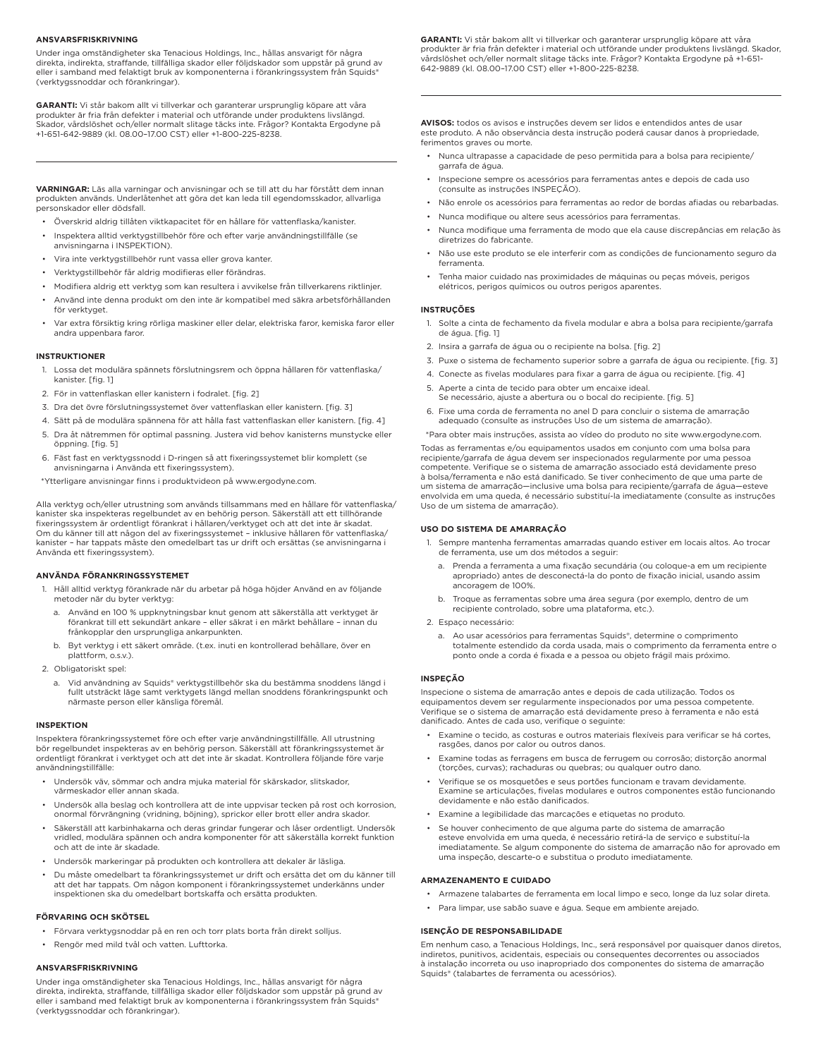**ANSVARSFRISKRIVNING**

Under inga omständigheter ska Tenacious Holdings, Inc., hållas ansvarigt för några direkta, indirekta, straffande, tillfälliga skador eller följdskador som uppstår på grund av eller i samband med felaktigt bruk av komponenterna i förankringssystem från Squids® (verktygssnoddar och förankringar).

**GARANTI:** Vi står bakom allt vi tillverkar och garanterar ursprunglig köpare att våra produkter är fria från defekter i material och utförande under produktens livslängd. Skador, vårdslöshet och/eller normalt slitage täcks inte. Frågor? Kontakta Ergodyne på +1-651-642-9889 (kl. 08.00–17.00 CST) eller +1-800-225-8238.

---

**VARNINGAR:** Läs alla varningar och anvisningar och se till att du har förstått dem innan produkten används. Underlåtenhet att göra det kan leda till egendomsskador, allvarliga personskador eller dödsfall.

- Överskrid aldrig tillåten viktkapacitet för en hållare för vattenflaska/kanister.
- Inspektera alltid verktygstillbehör före och efter varje användningstillfälle (se anvisningarna i INSPEKTION).
- Vira inte verktygstillbehör runt vassa eller grova kanter.
- Verktygstillbehör får aldrig modifieras eller förändras.
- Modifiera aldrig ett verktyg som kan resultera i avvikelse från tillverkarens riktlinjer.
- Använd inte denna produkt om den inte är kompatibel med säkra arbetsförhållanden för verktyget.
- Var extra försiktig kring rörliga maskiner eller delar, elektriska faror, kemiska faror eller andra uppenbara faror.

**INSTRUKTIONER**

1. Lossa det modulära spännets förslutningsrem och öppna hållaren för vattenflaska/kanister. [fig. 1]
2. För in vattenflaskan eller kanistern i fodralet. [fig. 2]
3. Dra det övre förslutningssystemet över vattenflaskan eller kanistern. [fig. 3]
4. Sätt på de modulära spännena för att hålla fast vattenflaskan eller kanistern. [fig. 4]
5. Dra åt nätremmen för optimal passning. Justera vid behov kanisterns munstycke eller öppning. [fig. 5]
6. Fäst fast en verktygssnodd i D-ringen så att fixeringssystemet blir komplett (se anvisningarna i Använda ett fixeringssystem).

*Ytterligare anvisningar finns i produktvideon på www.ergodyne.com.

Alla verktyg och/eller utrustning som används tillsammans med en hållare för vattenflaska/kanister ska inspekteras regelbundet av en behörig person. Säkerställ att tillhörande fixeringssystem är ordentligt förankrat i hållaren/verktyget och att det inte är skadat. Om du känner till att någon del av fixeringssystemet – inklusive hållaren för vattenflaska/kanister – har tappats måste den omedelbart tas ur drift och ersättas (se anvisningarna i Använda ett fixeringssystem).

**ANVÄNDA FÖRANKRINGSSYSTEMET**

1. Håll alltid verktyg förankrade när du arbetar på höga höjder Använd en av följande metoder när du byter verktyg:
   a. Använd en 100 % uppknytningsbar knut genom att säkerställa att verktyget är förankrat till ett sekundärt ankare – eller säkrat i en märkt behållare – innan du frånkopplar den ursprungliga ankarpunkten.
   b. Byt verktyg i ett säkert område. (t.ex. inuti en kontrollerad behållare, över en plattform, o.s.v.).
2. Obligatoriskt spel:
   a. Vid användning av Squids® verktygstillbehör ska du bestämma snoddens längd i fullt utsträckt läge samt verktygets längd mellan snoddens förankringspunkt och närmaste person eller känsliga föremål.

**INSPEKTION**

Inspektera förankringssystemet före och efter varje användningstillfälle. All utrustning bör regelbundet inspekteras av en behörig person. Säkerställ att förankringssystemet är ordentligt förankrat i verktyget och att det inte är skadat. Kontrollera följande före varje användningstillfälle:

- Undersök väv, sömmar och andra mjuka material för skärskador, slitskador, värmeskador eller annan skada.
- Undersök alla beslag och kontrollera att de inte uppvisar tecken på rost och korrosion, onormal förvrängning (vridning, böjning), sprickor eller brott eller andra skador.
- Säkerställ att karbinhakarna och deras grindar fungerar och låser ordentligt. Undersök vridled, modulära spännen och andra komponenter för att säkerställa korrekt funktion och att de inte är skadade.
- Undersök markeringar på produkten och kontrollera att dekaler är läsliga.
- Du måste omedelbart ta förankringssystemet ur drift och ersätta det om du känner till att det har tappats. Om någon komponent i förankringssystemet underkänns under inspektionen ska du omedelbart bortskaffa och ersätta produkten.

**FÖRVARING OCH SKÖTSEL**

- Förvara verktygsnoddar på en ren och torr plats borta från direkt solljus.
- Rengör med mild tvål och vatten. Lufttorka.

**ANSVARSFRISKRIVNING**

Under inga omständigheter ska Tenacious Holdings, Inc., hållas ansvarigt för några direkta, indirekta, straffande, tillfälliga skador eller följdskador som uppstår på grund av eller i samband med felaktigt bruk av komponenterna i förankringssystem från Squids® (verktygssnoddar och förankringar).

**GARANTI:** Vi står bakom allt vi tillverkar och garanterar ursprunglig köpare att våra produkter är fria från defekter i material och utförande under produktens livslängd. Skador, vårdslöshet och/eller normalt slitage täcks inte. Frågor? Kontakta Ergodyne på +1-651-642-9889 (kl. 08.00–17.00 CST) eller +1-800-225-8238.

---

**AVISOS:** todos os avisos e instruções devem ser lidos e entendidos antes de usar este produto. A não observância desta instrução poderá causar danos à propriedade, ferimentos graves ou morte.

- Nunca ultrapasse a capacidade de peso permitida para a bolsa para recipiente/garrafa de água.
- Inspecione sempre os acessórios para ferramentas antes e depois de cada uso (consulte as instruções INSPEÇÃO).
- Não enrole os acessórios para ferramentas ao redor de bordas afiadas ou rebarbadas.
- Nunca modifique ou altere seus acessórios para ferramentas.
- Nunca modifique uma ferramenta de modo que ela cause discrepâncias em relação às diretrizes do fabricante.
- Não use este produto se ele interferir com as condições de funcionamento seguro da ferramenta.
- Tenha maior cuidado nas proximidades de máquinas ou peças móveis, perigos elétricos, perigos químicos ou outros perigos aparentes.

**INSTRUÇÕES**

1. Solte a cinta de fechamento da fivela modular e abra a bolsa para recipiente/garrafa de água. [fig. 1]
2. Insira a garrafa de água ou o recipiente na bolsa. [fig. 2]
3. Puxe o sistema de fechamento superior sobre a garrafa de água ou recipiente. [fig. 3]
4. Conecte as fivelas modulares para fixar a garra de água ou recipiente. [fig. 4]
5. Aperte a cinta de tecido para obter um encaixe ideal. Se necessário, ajuste a abertura ou o bocal do recipiente. [fig. 5]
6. Fixe uma corda de ferramenta no anel D para concluir o sistema de amarração adequado (consulte as instruções Uso de um sistema de amarração).

*Para obter mais instruções, assista ao vídeo do produto no site www.ergodyne.com.

Todas as ferramentas e/ou equipamentos usados em conjunto com uma bolsa para recipiente/garrafa de água devem ser inspecionados regularmente por uma pessoa competente. Verifique se o sistema de amarração associado está devidamente preso à bolsa/ferramenta e não está danificado. Se tiver conhecimento de que uma parte de um sistema de amarração—inclusive uma bolsa para recipiente/garrafa de água—esteve envolvida em uma queda, é necessário substituí-la imediatamente (consulte as instruções Uso de um sistema de amarração).

**USO DO SISTEMA DE AMARRAÇÃO**

1. Sempre mantenha ferramentas amarradas quando estiver em locais altos. Ao trocar de ferramenta, use um dos métodos a seguir:
   a. Prenda a ferramenta a uma fixação secundária (ou coloque-a em um recipiente apropriado) antes de desconectá-la do ponto de fixação inicial, usando assim ancoragem de 100%.
   b. Troque as ferramentas sobre uma área segura (por exemplo, dentro de um recipiente controlado, sobre uma plataforma, etc.).
2. Espaço necessário:
   a. Ao usar acessórios para ferramentas Squids®, determine o comprimento totalmente estendido da corda usada, mais o comprimento da ferramenta entre o ponto onde a corda é fixada e a pessoa ou objeto frágil mais próximo.

**INSPEÇÃO**

Inspecione o sistema de amarração antes e depois de cada utilização. Todos os equipamentos devem ser regularmente inspecionados por uma pessoa competente. Verifique se o sistema de amarração está devidamente preso à ferramenta e não está danificado. Antes de cada uso, verifique o seguinte:

- Examine o tecido, as costuras e outros materiais flexíveis para verificar se há cortes, rasgões, danos por calor ou outros danos.
- Examine todas as ferragens em busca de ferrugem ou corrosão; distorção anormal (torções, curvas); rachaduras ou quebras; ou qualquer outro dano.
- Verifique se os mosquetões e seus portões funcionam e travam devidamente. Examine se articulações, fivelas modulares e outros componentes estão funcionando devidamente e não estão danificados.
- Examine a legibilidade das marcações e etiquetas no produto.
- Se houver conhecimento de que alguma parte do sistema de amarração esteve envolvida em uma queda, é necessário retirá-la de serviço e substituí-la imediatamente. Se algum componente do sistema de amarração não for aprovado em uma inspeção, descarte-o e substitua o produto imediatamente.

**ARMAZENAMENTO E CUIDADO**

- Armazene talabartes de ferramenta em local limpo e seco, longe da luz solar direta.
- Para limpar, use sabão suave e água. Seque em ambiente arejado.

**ISENÇÃO DE RESPONSABILIDADE**

Em nenhum caso, a Tenacious Holdings, Inc., será responsável por quaisquer danos diretos, indiretos, punitivos, acidentais, especiais ou consequentes decorrentes ou associados à instalação incorreta ou uso inapropriado dos componentes do sistema de amarração Squids® (talabartes de ferramenta ou acessórios).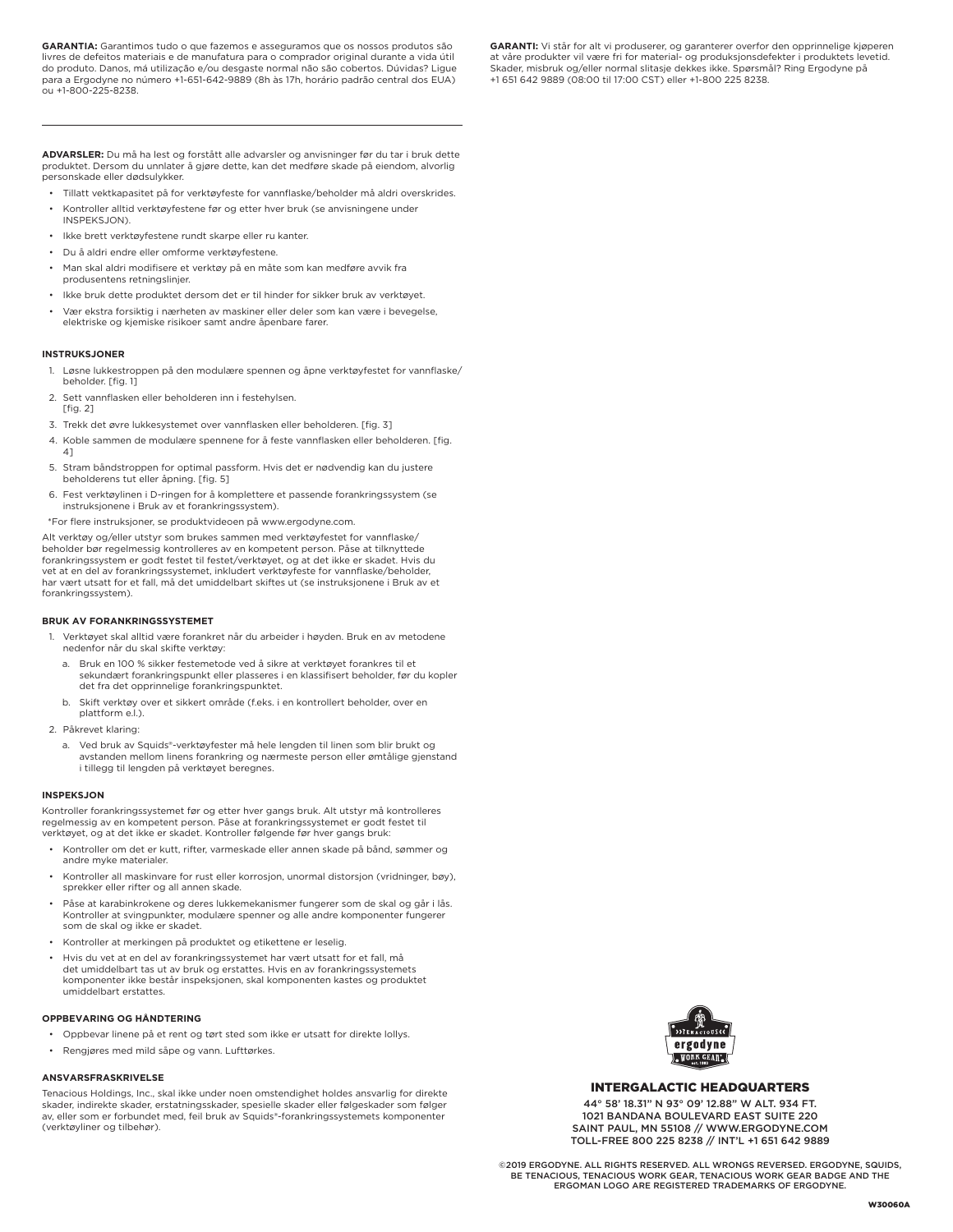**GARANTIA:** Garantimos tudo o que fazemos e asseguramos que os nossos produtos são livres de defeitos materiais e de manufatura para o comprador original durante a vida útil do produto. Danos, má utilização e/ou desgaste normal não são cobertos. Dúvidas? Ligue para a Ergodyne no número +1-651-642-9889 (8h às 17h, horário padrão central dos EUA) ou +1-800-225-8238.

---

**ADVARSLER:** Du må ha lest og forstått alle advarsler og anvisninger før du tar i bruk dette produktet. Dersom du unnlater å gjøre dette, kan det medføre skade på eiendom, alvorlig personskade eller dødsulykker.

- Tillatt vektkapasitet på for verktøyfeste for vannflaske/beholder må aldri overskrides.
- Kontroller alltid verktøyfestene før og etter hver bruk (se anvisningene under INSPEKSJON).
- Ikke brett verktøyfestene rundt skarpe eller ru kanter.
- Du å aldri endre eller omforme verktøyfestene.
- Man skal aldri modifisere et verktøy på en måte som kan medføre avvik fra produsentens retningslinjer.
- Ikke bruk dette produktet dersom det er til hinder for sikker bruk av verktøyet.
- Vær ekstra forsiktig i nærheten av maskiner eller deler som kan være i bevegelse, elektriske og kjemiske risikoer samt andre åpenbare farer.

**INSTRUKSJONER**

1. Løsne lukkestroppen på den modulære spennen og åpne verktøyfestet for vannflaske/beholder. [fig. 1]
2. Sett vannflasken eller beholderen inn i festehylsen. [fig. 2]
3. Trekk det øvre lukkesystemet over vannflasken eller beholderen. [fig. 3]
4. Koble sammen de modulære spennene for å feste vannflasken eller beholderen. [fig. 4]
5. Stram båndstroppen for optimal passform. Hvis det er nødvendig kan du justere beholderens tut eller åpning. [fig. 5]
6. Fest verktøylinen i D-ringen for å komplettere et passende forankringssystem (se instruksjonene i Bruk av et forankringssystem).

*For flere instruksjoner, se produktvideoen på www.ergodyne.com.

Alt verktøy og/eller utstyr som brukes sammen med verktøyfestet for vannflaske/beholder bør regelmessig kontrolleres av en kompetent person. Påse at tilknyttede forankringssystem er godt festet til festet/verktøyet, og at det ikke er skadet. Hvis du vet at en del av forankringssystemet, inkludert verktøyfeste for vannflaske/beholder, har vært utsatt for et fall, må det umiddelbart skiftes ut (se instruksjonene i Bruk av et forankringssystem).

**BRUK AV FORANKRINGSSYSTEMET**

1. Verktøyet skal alltid være forankret når du arbeider i høyden. Bruk en av metodene nedenfor når du skal skifte verktøy:
   a. Bruk en 100 % sikker festemetode ved å sikre at verktøyet forankres til et sekundært forankringspunkt eller plasseres i en klassifisert beholder, før du kopler det fra det opprinnelige forankringspunktet.
   b. Skift verktøy over et sikkert område (f.eks. i en kontrollert beholder, over en plattform e.l.).
2. Påkrevet klaring:
   a. Ved bruk av Squids®-verktøyfester må hele lengden til linen som blir brukt og avstanden mellom linens forankring og nærmeste person eller ømtålige gjenstand i tillegg til lengden på verktøyet beregnes.

**INSPEKSJON**

Kontroller forankringssystemet før og etter hver gangs bruk. Alt utstyr må kontrolleres regelmessig av en kompetent person. Påse at forankringssystemet er godt festet til verktøyet, og at det ikke er skadet. Kontroller følgende før hver gangs bruk:

- Kontroller om det er kutt, rifter, varmeskade eller annen skade på bånd, sømmer og andre myke materialer.
- Kontroller all maskinvare for rust eller korrosjon, unormal distorsjon (vridninger, bøy), sprekker eller rifter og all annen skade.
- Påse at karabinkrokene og deres lukkemekanismer fungerer som de skal og går i lås. Kontroller at svingpunkter, modulære spenner og alle andre komponenter fungerer som de skal og ikke er skadet.
- Kontroller at merkingen på produktet og etikettene er leselig.
- Hvis du vet at en del av forankringssystemet har vært utsatt for et fall, må det umiddelbart tas ut av bruk og erstattes. Hvis en av forankringssystemets komponenter ikke består inspeksjonen, skal komponenten kastes og produktet umiddelbart erstattes.

**OPPBEVARING OG HÅNDTERING**

- Oppbevar linene på et rent og tørt sted som ikke er utsatt for direkte lollys.
- Rengjøres med mild såpe og vann. Lufttørkes.

**ANSVARSFRASKRIVELSE**

Tenacious Holdings, Inc., skal ikke under noen omstendighet holdes ansvarlig for direkte skader, indirekte skader, erstatningsskader, spesielle skader eller følgeskader som følger av, eller som er forbundet med, feil bruk av Squids®-forankringssystemets komponenter (verktøyliner og tilbehør).

**GARANTI:** Vi står for alt vi produserer, og garanterer overfor den opprinnelige kjøperen at våre produkter vil være fri for material- og produksjonsdefekter i produktets levetid. Skader, misbruk og/eller normal slitasje dekkes ikke. Spørsmål? Ring Ergodyne på +1 651 642 9889 (08:00 til 17:00 CST) eller +1-800 225 8238.

TENACIOUS ergodyne WORK GEAR EST. 1983

## INTERGALACTIC HEADQUARTERS

44° 58' 18.31" N 93° 09' 12.88" W ALT. 934 FT.
1021 BANDANA BOULEVARD EAST SUITE 220
SAINT PAUL, MN 55108 // WWW.ERGODYNE.COM
TOLL-FREE 800 225 8238 // INT'L +1 651 642 9889

©2019 ERGODYNE. ALL RIGHTS RESERVED. ALL WRONGS REVERSED. ERGODYNE, SQUIDS, BE TENACIOUS, TENACIOUS WORK GEAR, TENACIOUS WORK GEAR BADGE AND THE ERGOMAN LOGO ARE REGISTERED TRADEMARKS OF ERGODYNE.

W30060A